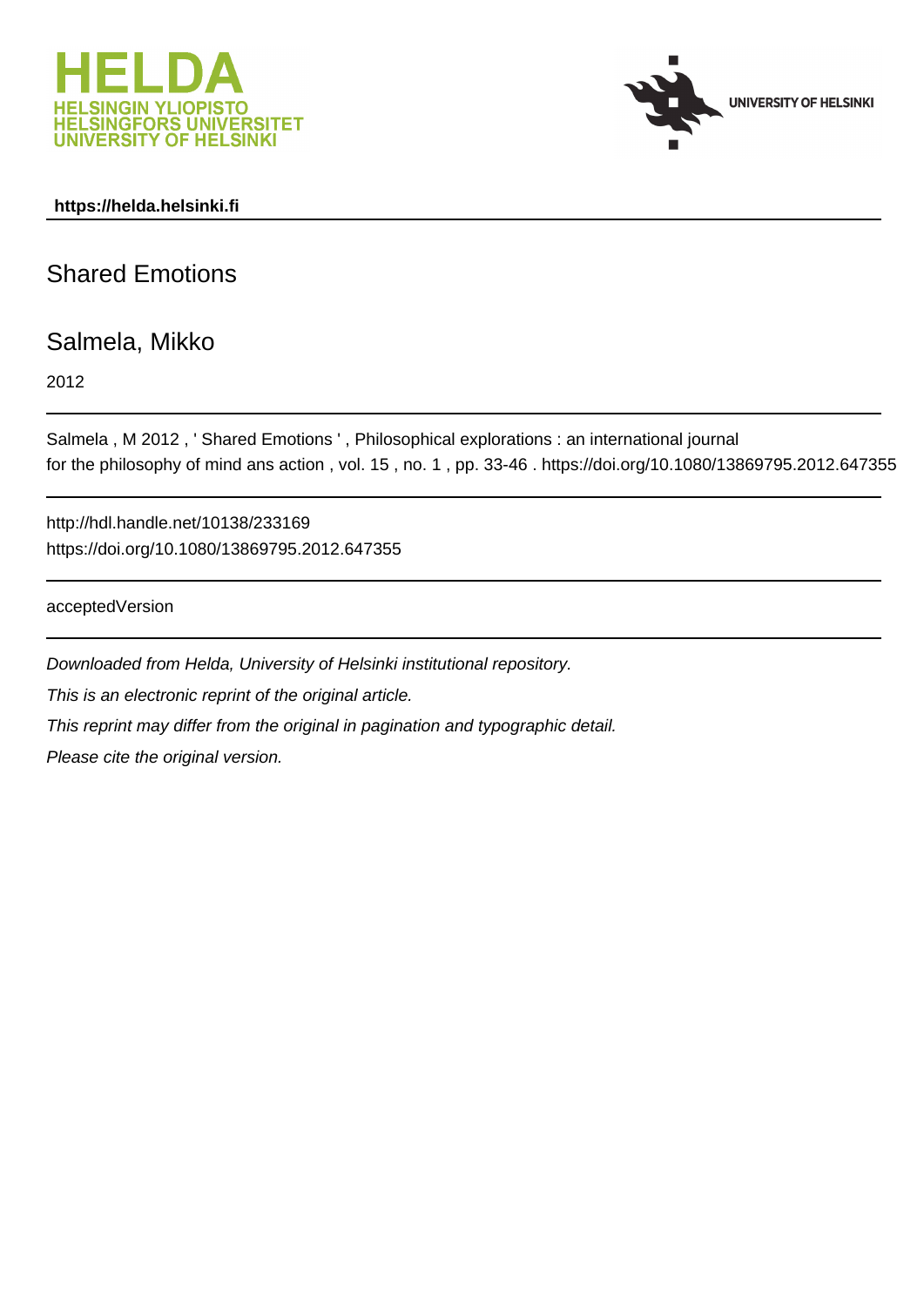**https://helda.helsinki.fi**

# Shared Emotions

## Salmela, Mikko

2012

---

Salmela , M 2012 , ' Shared Emotions ' , Philosophical explorations : an international journal for the philosophy of mind ans action , vol. 15 , no. 1 , pp. 33-46 . https://doi.org/10.1080/13869795.2012.647355

---

http://hdl.handle.net/10138/233169
https://doi.org/10.1080/13869795.2012.647355

---

acceptedVersion

---

*Downloaded from Helda, University of Helsinki institutional repository.*

*This is an electronic reprint of the original article.*

*This reprint may differ from the original in pagination and typographic detail.*

*Please cite the original version.*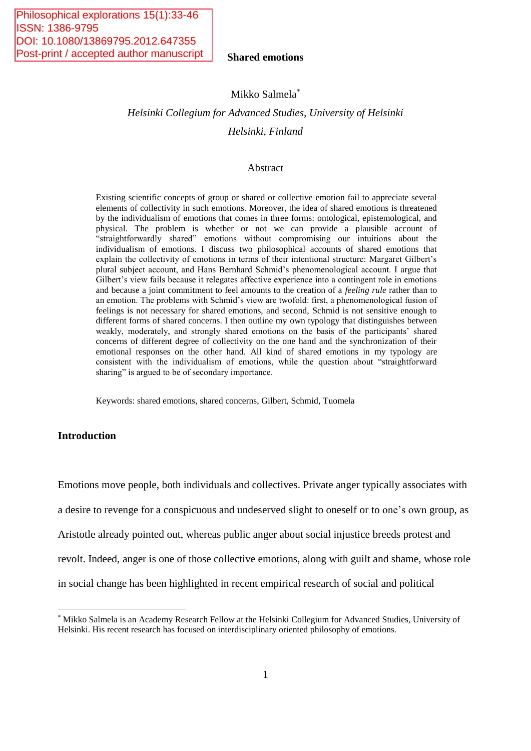Philosophical explorations 15(1):33-46
ISSN: 1386-9795
DOI: 10.1080/13869795.2012.647355
Post-print / accepted author manuscript

# Shared emotions

Mikko Salmela[*]

*Helsinki Collegium for Advanced Studies, University of Helsinki*

*Helsinki, Finland*

## Abstract

Existing scientific concepts of group or shared or collective emotion fail to appreciate several elements of collectivity in such emotions. Moreover, the idea of shared emotions is threatened by the individualism of emotions that comes in three forms: ontological, epistemological, and physical. The problem is whether or not we can provide a plausible account of "straightforwardly shared" emotions without compromising our intuitions about the individualism of emotions. I discuss two philosophical accounts of shared emotions that explain the collectivity of emotions in terms of their intentional structure: Margaret Gilbert's plural subject account, and Hans Bernhard Schmid's phenomenological account. I argue that Gilbert's view fails because it relegates affective experience into a contingent role in emotions and because a joint commitment to feel amounts to the creation of a *feeling rule* rather than to an emotion. The problems with Schmid's view are twofold: first, a phenomenological fusion of feelings is not necessary for shared emotions, and second, Schmid is not sensitive enough to different forms of shared concerns. I then outline my own typology that distinguishes between weakly, moderately, and strongly shared emotions on the basis of the participants' shared concerns of different degree of collectivity on the one hand and the synchronization of their emotional responses on the other hand. All kind of shared emotions in my typology are consistent with the individualism of emotions, while the question about "straightforward sharing" is argued to be of secondary importance.

Keywords: shared emotions, shared concerns, Gilbert, Schmid, Tuomela

## Introduction

Emotions move people, both individuals and collectives. Private anger typically associates with a desire to revenge for a conspicuous and undeserved slight to oneself or to one's own group, as Aristotle already pointed out, whereas public anger about social injustice breeds protest and revolt. Indeed, anger is one of those collective emotions, along with guilt and shame, whose role in social change has been highlighted in recent empirical research of social and political

[*] Mikko Salmela is an Academy Research Fellow at the Helsinki Collegium for Advanced Studies, University of Helsinki. His recent research has focused on interdisciplinary oriented philosophy of emotions.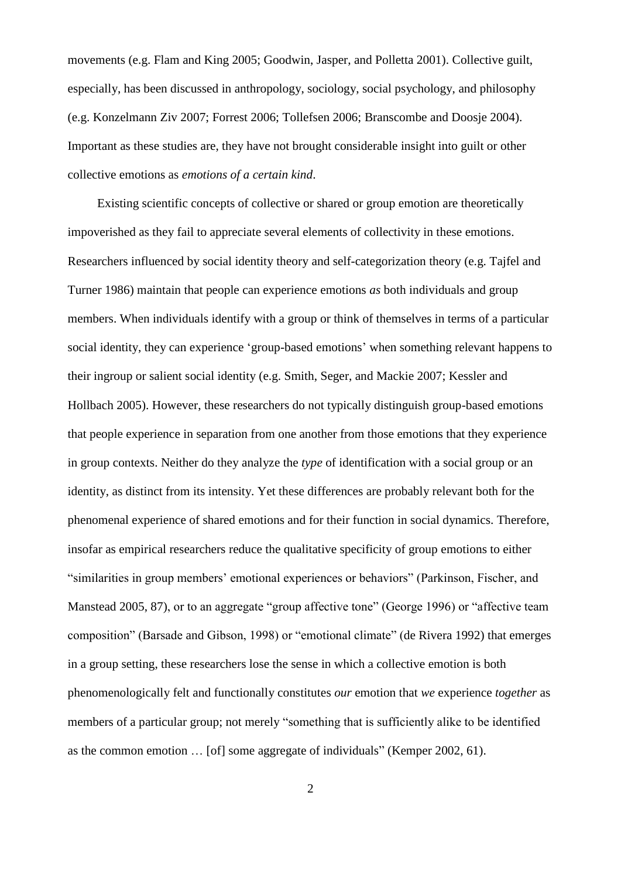movements (e.g. Flam and King 2005; Goodwin, Jasper, and Polletta 2001). Collective guilt, especially, has been discussed in anthropology, sociology, social psychology, and philosophy (e.g. Konzelmann Ziv 2007; Forrest 2006; Tollefsen 2006; Branscombe and Doosje 2004). Important as these studies are, they have not brought considerable insight into guilt or other collective emotions as *emotions of a certain kind*.

Existing scientific concepts of collective or shared or group emotion are theoretically impoverished as they fail to appreciate several elements of collectivity in these emotions. Researchers influenced by social identity theory and self-categorization theory (e.g. Tajfel and Turner 1986) maintain that people can experience emotions *as* both individuals and group members. When individuals identify with a group or think of themselves in terms of a particular social identity, they can experience 'group-based emotions' when something relevant happens to their ingroup or salient social identity (e.g. Smith, Seger, and Mackie 2007; Kessler and Hollbach 2005). However, these researchers do not typically distinguish group-based emotions that people experience in separation from one another from those emotions that they experience in group contexts. Neither do they analyze the *type* of identification with a social group or an identity, as distinct from its intensity. Yet these differences are probably relevant both for the phenomenal experience of shared emotions and for their function in social dynamics. Therefore, insofar as empirical researchers reduce the qualitative specificity of group emotions to either "similarities in group members' emotional experiences or behaviors" (Parkinson, Fischer, and Manstead 2005, 87), or to an aggregate "group affective tone" (George 1996) or "affective team composition" (Barsade and Gibson, 1998) or "emotional climate" (de Rivera 1992) that emerges in a group setting, these researchers lose the sense in which a collective emotion is both phenomenologically felt and functionally constitutes *our* emotion that *we* experience *together* as members of a particular group; not merely "something that is sufficiently alike to be identified as the common emotion … [of] some aggregate of individuals" (Kemper 2002, 61).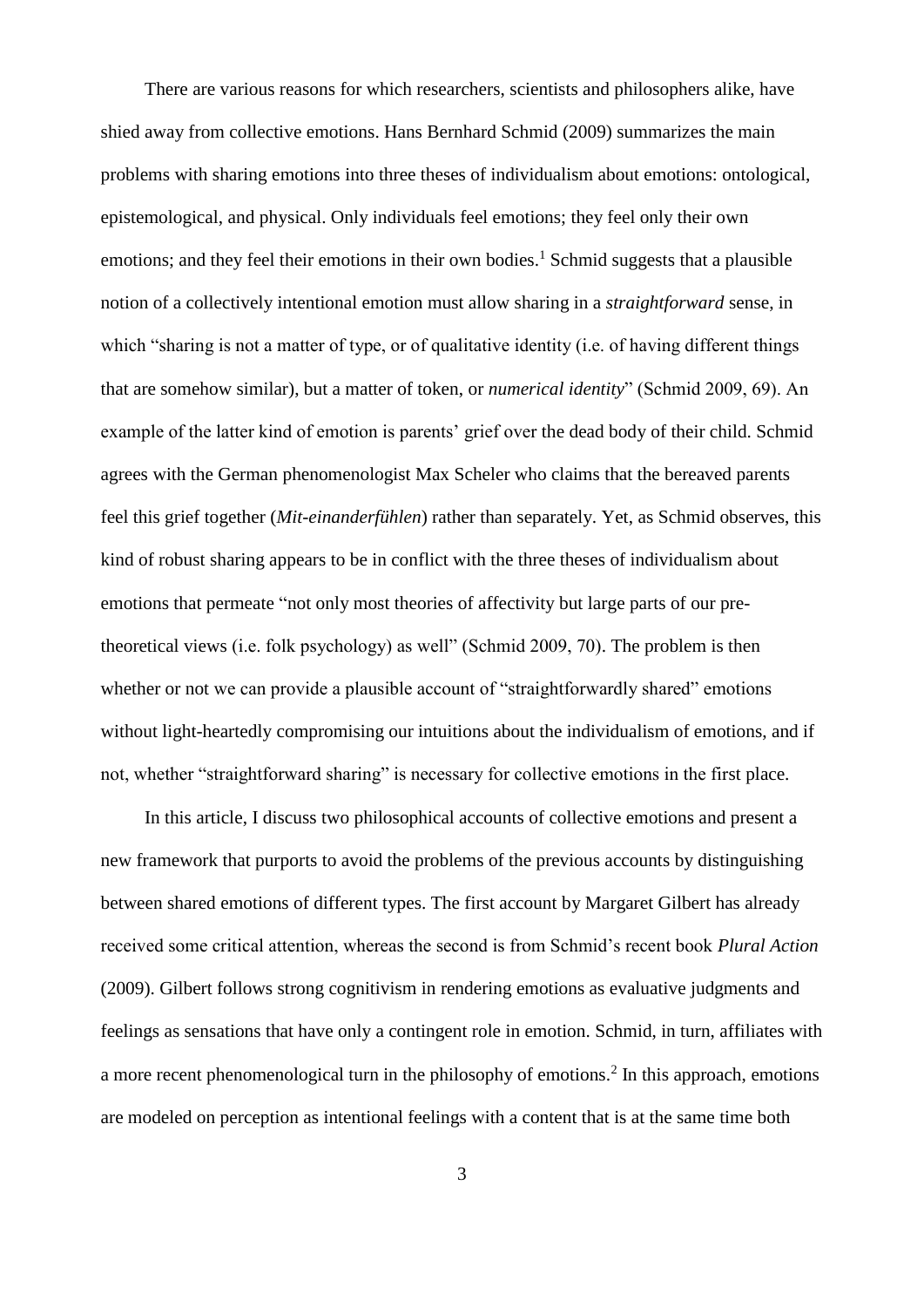There are various reasons for which researchers, scientists and philosophers alike, have shied away from collective emotions. Hans Bernhard Schmid (2009) summarizes the main problems with sharing emotions into three theses of individualism about emotions: ontological, epistemological, and physical. Only individuals feel emotions; they feel only their own emotions; and they feel their emotions in their own bodies.[1] Schmid suggests that a plausible notion of a collectively intentional emotion must allow sharing in a *straightforward* sense, in which "sharing is not a matter of type, or of qualitative identity (i.e. of having different things that are somehow similar), but a matter of token, or *numerical identity*" (Schmid 2009, 69). An example of the latter kind of emotion is parents' grief over the dead body of their child. Schmid agrees with the German phenomenologist Max Scheler who claims that the bereaved parents feel this grief together (*Mit-einanderfühlen*) rather than separately. Yet, as Schmid observes, this kind of robust sharing appears to be in conflict with the three theses of individualism about emotions that permeate "not only most theories of affectivity but large parts of our pre-theoretical views (i.e. folk psychology) as well" (Schmid 2009, 70). The problem is then whether or not we can provide a plausible account of "straightforwardly shared" emotions without light-heartedly compromising our intuitions about the individualism of emotions, and if not, whether "straightforward sharing" is necessary for collective emotions in the first place.

In this article, I discuss two philosophical accounts of collective emotions and present a new framework that purports to avoid the problems of the previous accounts by distinguishing between shared emotions of different types. The first account by Margaret Gilbert has already received some critical attention, whereas the second is from Schmid's recent book *Plural Action* (2009). Gilbert follows strong cognitivism in rendering emotions as evaluative judgments and feelings as sensations that have only a contingent role in emotion. Schmid, in turn, affiliates with a more recent phenomenological turn in the philosophy of emotions.[2] In this approach, emotions are modeled on perception as intentional feelings with a content that is at the same time both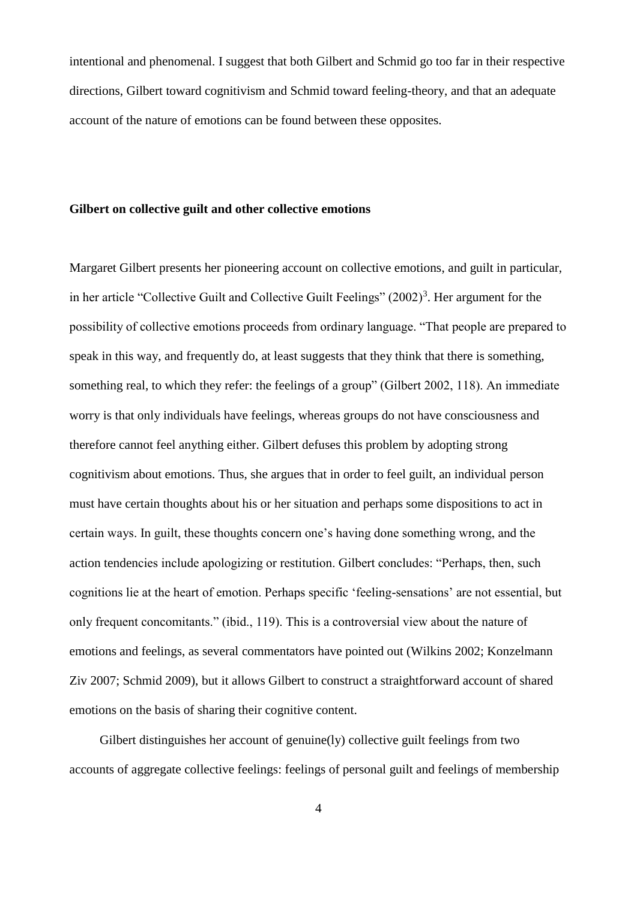intentional and phenomenal. I suggest that both Gilbert and Schmid go too far in their respective directions, Gilbert toward cognitivism and Schmid toward feeling-theory, and that an adequate account of the nature of emotions can be found between these opposites.

## Gilbert on collective guilt and other collective emotions

Margaret Gilbert presents her pioneering account on collective emotions, and guilt in particular, in her article "Collective Guilt and Collective Guilt Feelings" (2002)[3]. Her argument for the possibility of collective emotions proceeds from ordinary language. "That people are prepared to speak in this way, and frequently do, at least suggests that they think that there is something, something real, to which they refer: the feelings of a group" (Gilbert 2002, 118). An immediate worry is that only individuals have feelings, whereas groups do not have consciousness and therefore cannot feel anything either. Gilbert defuses this problem by adopting strong cognitivism about emotions. Thus, she argues that in order to feel guilt, an individual person must have certain thoughts about his or her situation and perhaps some dispositions to act in certain ways. In guilt, these thoughts concern one's having done something wrong, and the action tendencies include apologizing or restitution. Gilbert concludes: "Perhaps, then, such cognitions lie at the heart of emotion. Perhaps specific 'feeling-sensations' are not essential, but only frequent concomitants." (ibid., 119). This is a controversial view about the nature of emotions and feelings, as several commentators have pointed out (Wilkins 2002; Konzelmann Ziv 2007; Schmid 2009), but it allows Gilbert to construct a straightforward account of shared emotions on the basis of sharing their cognitive content.

Gilbert distinguishes her account of genuine(ly) collective guilt feelings from two accounts of aggregate collective feelings: feelings of personal guilt and feelings of membership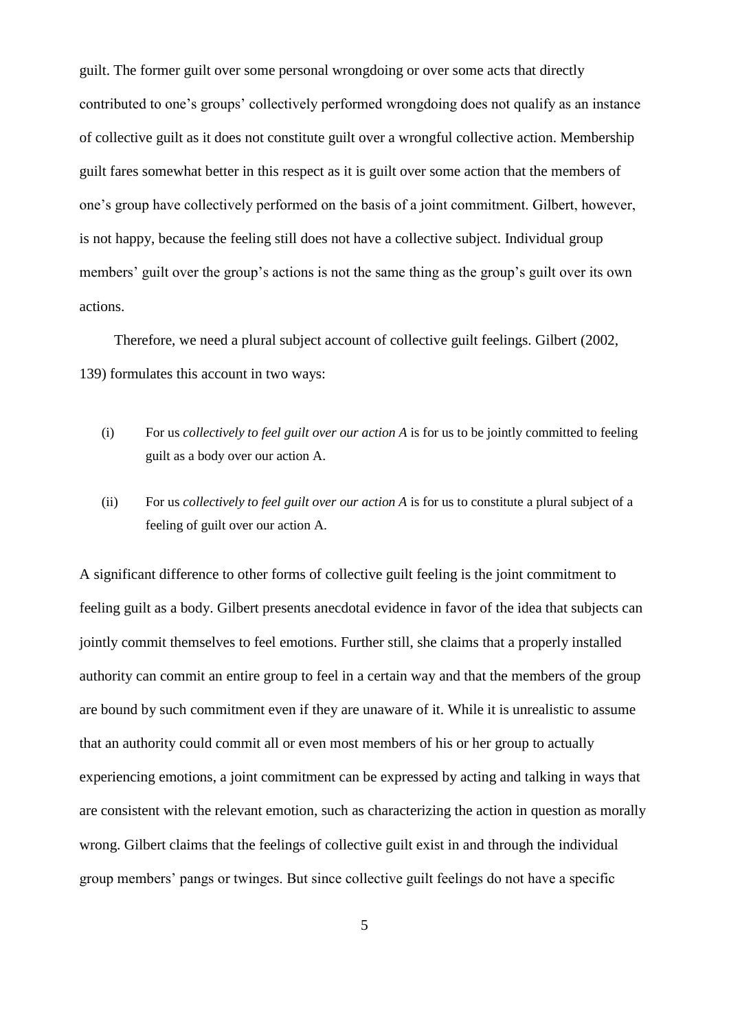guilt. The former guilt over some personal wrongdoing or over some acts that directly contributed to one's groups' collectively performed wrongdoing does not qualify as an instance of collective guilt as it does not constitute guilt over a wrongful collective action. Membership guilt fares somewhat better in this respect as it is guilt over some action that the members of one's group have collectively performed on the basis of a joint commitment. Gilbert, however, is not happy, because the feeling still does not have a collective subject. Individual group members' guilt over the group's actions is not the same thing as the group's guilt over its own actions.

Therefore, we need a plural subject account of collective guilt feelings. Gilbert (2002, 139) formulates this account in two ways:

(i) For us *collectively to feel guilt over our action A* is for us to be jointly committed to feeling guilt as a body over our action A.

(ii) For us *collectively to feel guilt over our action A* is for us to constitute a plural subject of a feeling of guilt over our action A.

A significant difference to other forms of collective guilt feeling is the joint commitment to feeling guilt as a body. Gilbert presents anecdotal evidence in favor of the idea that subjects can jointly commit themselves to feel emotions. Further still, she claims that a properly installed authority can commit an entire group to feel in a certain way and that the members of the group are bound by such commitment even if they are unaware of it. While it is unrealistic to assume that an authority could commit all or even most members of his or her group to actually experiencing emotions, a joint commitment can be expressed by acting and talking in ways that are consistent with the relevant emotion, such as characterizing the action in question as morally wrong. Gilbert claims that the feelings of collective guilt exist in and through the individual group members' pangs or twinges. But since collective guilt feelings do not have a specific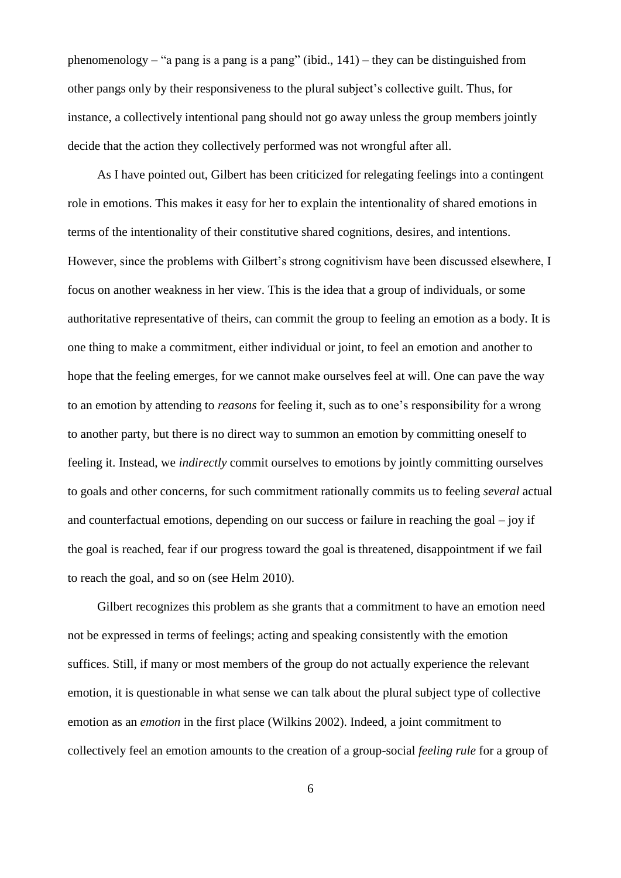phenomenology – "a pang is a pang is a pang" (ibid., 141) – they can be distinguished from other pangs only by their responsiveness to the plural subject's collective guilt. Thus, for instance, a collectively intentional pang should not go away unless the group members jointly decide that the action they collectively performed was not wrongful after all.

As I have pointed out, Gilbert has been criticized for relegating feelings into a contingent role in emotions. This makes it easy for her to explain the intentionality of shared emotions in terms of the intentionality of their constitutive shared cognitions, desires, and intentions. However, since the problems with Gilbert's strong cognitivism have been discussed elsewhere, I focus on another weakness in her view. This is the idea that a group of individuals, or some authoritative representative of theirs, can commit the group to feeling an emotion as a body. It is one thing to make a commitment, either individual or joint, to feel an emotion and another to hope that the feeling emerges, for we cannot make ourselves feel at will. One can pave the way to an emotion by attending to *reasons* for feeling it, such as to one's responsibility for a wrong to another party, but there is no direct way to summon an emotion by committing oneself to feeling it. Instead, we *indirectly* commit ourselves to emotions by jointly committing ourselves to goals and other concerns, for such commitment rationally commits us to feeling *several* actual and counterfactual emotions, depending on our success or failure in reaching the goal – joy if the goal is reached, fear if our progress toward the goal is threatened, disappointment if we fail to reach the goal, and so on (see Helm 2010).

Gilbert recognizes this problem as she grants that a commitment to have an emotion need not be expressed in terms of feelings; acting and speaking consistently with the emotion suffices. Still, if many or most members of the group do not actually experience the relevant emotion, it is questionable in what sense we can talk about the plural subject type of collective emotion as an *emotion* in the first place (Wilkins 2002). Indeed, a joint commitment to collectively feel an emotion amounts to the creation of a group-social *feeling rule* for a group of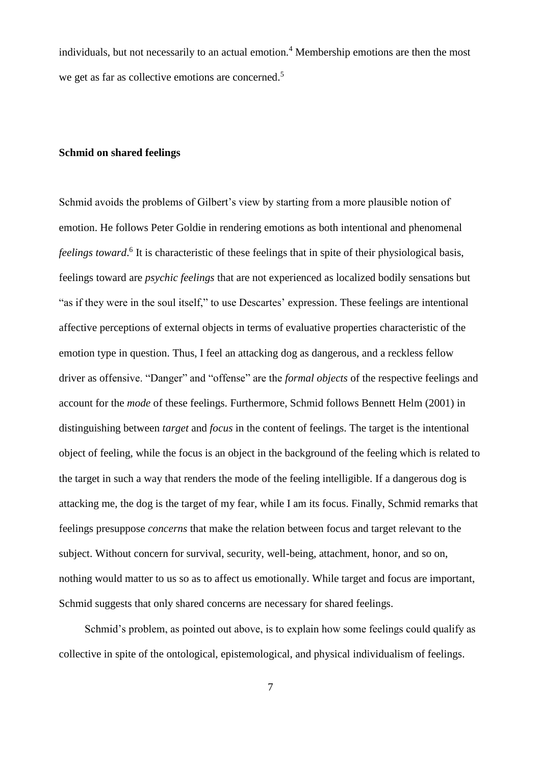individuals, but not necessarily to an actual emotion.[4] Membership emotions are then the most we get as far as collective emotions are concerned.[5]

## Schmid on shared feelings

Schmid avoids the problems of Gilbert's view by starting from a more plausible notion of emotion. He follows Peter Goldie in rendering emotions as both intentional and phenomenal *feelings toward*.[6] It is characteristic of these feelings that in spite of their physiological basis, feelings toward are *psychic feelings* that are not experienced as localized bodily sensations but "as if they were in the soul itself," to use Descartes' expression. These feelings are intentional affective perceptions of external objects in terms of evaluative properties characteristic of the emotion type in question. Thus, I feel an attacking dog as dangerous, and a reckless fellow driver as offensive. "Danger" and "offense" are the *formal objects* of the respective feelings and account for the *mode* of these feelings. Furthermore, Schmid follows Bennett Helm (2001) in distinguishing between *target* and *focus* in the content of feelings. The target is the intentional object of feeling, while the focus is an object in the background of the feeling which is related to the target in such a way that renders the mode of the feeling intelligible. If a dangerous dog is attacking me, the dog is the target of my fear, while I am its focus. Finally, Schmid remarks that feelings presuppose *concerns* that make the relation between focus and target relevant to the subject. Without concern for survival, security, well-being, attachment, honor, and so on, nothing would matter to us so as to affect us emotionally. While target and focus are important, Schmid suggests that only shared concerns are necessary for shared feelings.

Schmid's problem, as pointed out above, is to explain how some feelings could qualify as collective in spite of the ontological, epistemological, and physical individualism of feelings.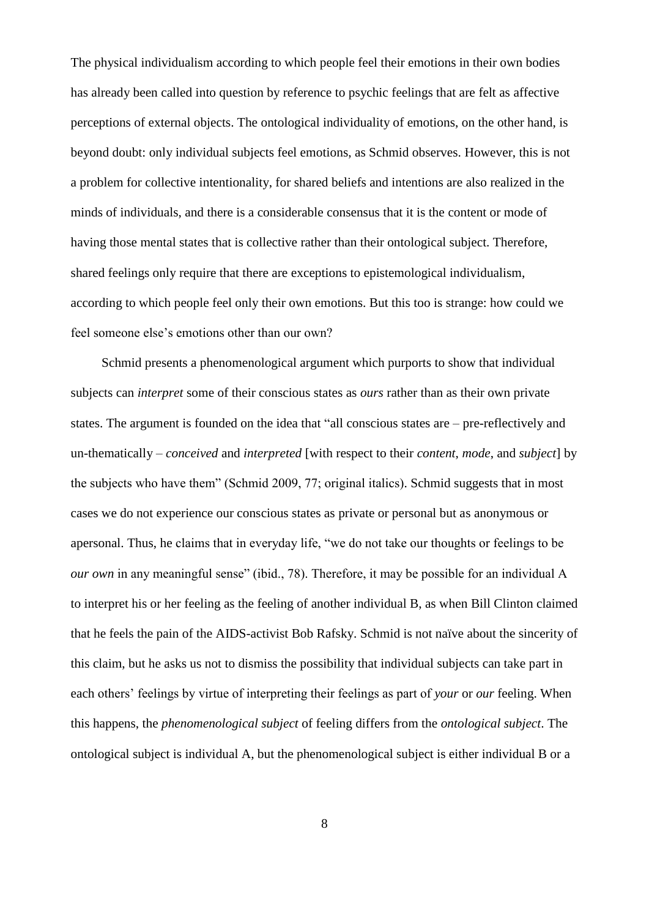The physical individualism according to which people feel their emotions in their own bodies has already been called into question by reference to psychic feelings that are felt as affective perceptions of external objects. The ontological individuality of emotions, on the other hand, is beyond doubt: only individual subjects feel emotions, as Schmid observes. However, this is not a problem for collective intentionality, for shared beliefs and intentions are also realized in the minds of individuals, and there is a considerable consensus that it is the content or mode of having those mental states that is collective rather than their ontological subject. Therefore, shared feelings only require that there are exceptions to epistemological individualism, according to which people feel only their own emotions. But this too is strange: how could we feel someone else's emotions other than our own?

Schmid presents a phenomenological argument which purports to show that individual subjects can *interpret* some of their conscious states as *ours* rather than as their own private states. The argument is founded on the idea that "all conscious states are – pre-reflectively and un-thematically – *conceived* and *interpreted* [with respect to their *content*, *mode*, and *subject*] by the subjects who have them" (Schmid 2009, 77; original italics). Schmid suggests that in most cases we do not experience our conscious states as private or personal but as anonymous or apersonal. Thus, he claims that in everyday life, "we do not take our thoughts or feelings to be *our own* in any meaningful sense" (ibid., 78). Therefore, it may be possible for an individual A to interpret his or her feeling as the feeling of another individual B, as when Bill Clinton claimed that he feels the pain of the AIDS-activist Bob Rafsky. Schmid is not naïve about the sincerity of this claim, but he asks us not to dismiss the possibility that individual subjects can take part in each others' feelings by virtue of interpreting their feelings as part of *your* or *our* feeling. When this happens, the *phenomenological subject* of feeling differs from the *ontological subject*. The ontological subject is individual A, but the phenomenological subject is either individual B or a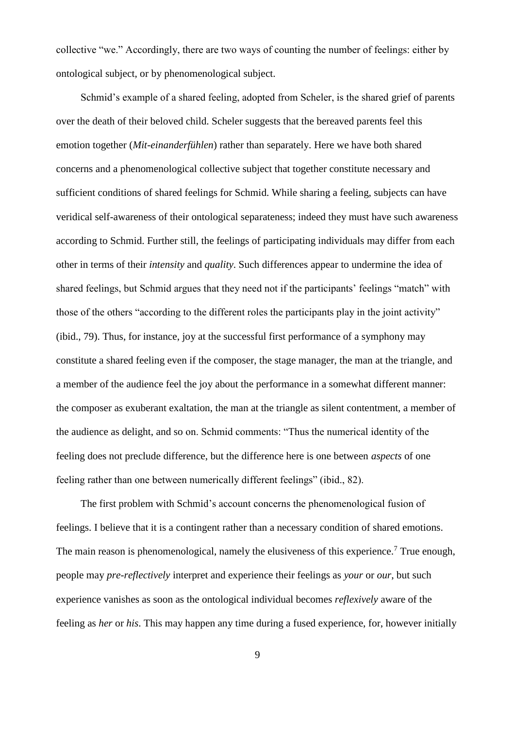collective "we." Accordingly, there are two ways of counting the number of feelings: either by ontological subject, or by phenomenological subject.

Schmid's example of a shared feeling, adopted from Scheler, is the shared grief of parents over the death of their beloved child. Scheler suggests that the bereaved parents feel this emotion together (*Mit-einanderfühlen*) rather than separately. Here we have both shared concerns and a phenomenological collective subject that together constitute necessary and sufficient conditions of shared feelings for Schmid. While sharing a feeling, subjects can have veridical self-awareness of their ontological separateness; indeed they must have such awareness according to Schmid. Further still, the feelings of participating individuals may differ from each other in terms of their *intensity* and *quality*. Such differences appear to undermine the idea of shared feelings, but Schmid argues that they need not if the participants' feelings "match" with those of the others "according to the different roles the participants play in the joint activity" (ibid., 79). Thus, for instance, joy at the successful first performance of a symphony may constitute a shared feeling even if the composer, the stage manager, the man at the triangle, and a member of the audience feel the joy about the performance in a somewhat different manner: the composer as exuberant exaltation, the man at the triangle as silent contentment, a member of the audience as delight, and so on. Schmid comments: "Thus the numerical identity of the feeling does not preclude difference, but the difference here is one between *aspects* of one feeling rather than one between numerically different feelings" (ibid., 82).

The first problem with Schmid's account concerns the phenomenological fusion of feelings. I believe that it is a contingent rather than a necessary condition of shared emotions. The main reason is phenomenological, namely the elusiveness of this experience.[7] True enough, people may *pre-reflectively* interpret and experience their feelings as *your* or *our*, but such experience vanishes as soon as the ontological individual becomes *reflexively* aware of the feeling as *her* or *his*. This may happen any time during a fused experience, for, however initially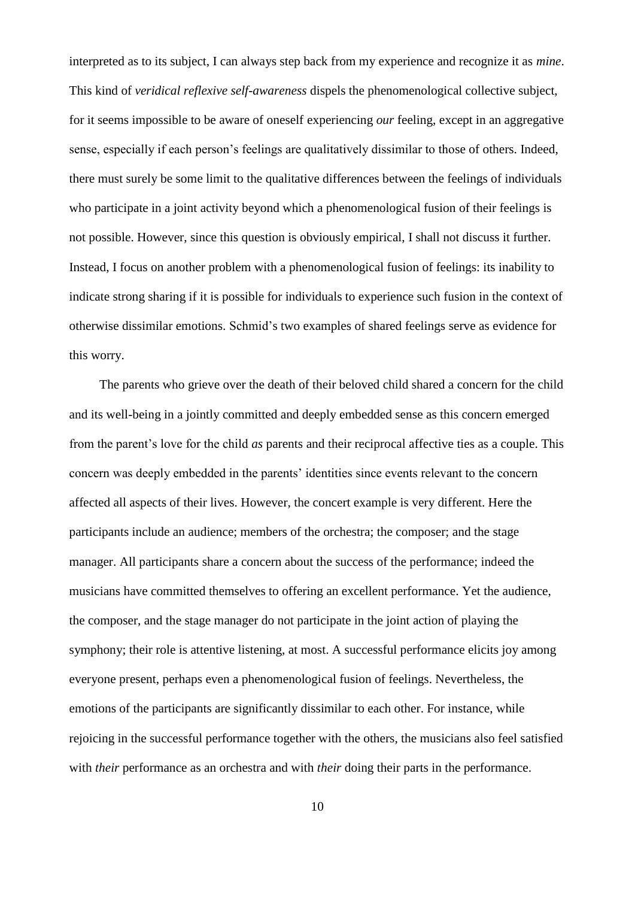interpreted as to its subject, I can always step back from my experience and recognize it as *mine*. This kind of *veridical reflexive self-awareness* dispels the phenomenological collective subject, for it seems impossible to be aware of oneself experiencing *our* feeling, except in an aggregative sense, especially if each person's feelings are qualitatively dissimilar to those of others. Indeed, there must surely be some limit to the qualitative differences between the feelings of individuals who participate in a joint activity beyond which a phenomenological fusion of their feelings is not possible. However, since this question is obviously empirical, I shall not discuss it further. Instead, I focus on another problem with a phenomenological fusion of feelings: its inability to indicate strong sharing if it is possible for individuals to experience such fusion in the context of otherwise dissimilar emotions. Schmid's two examples of shared feelings serve as evidence for this worry.

The parents who grieve over the death of their beloved child shared a concern for the child and its well-being in a jointly committed and deeply embedded sense as this concern emerged from the parent's love for the child *as* parents and their reciprocal affective ties as a couple. This concern was deeply embedded in the parents' identities since events relevant to the concern affected all aspects of their lives. However, the concert example is very different. Here the participants include an audience; members of the orchestra; the composer; and the stage manager. All participants share a concern about the success of the performance; indeed the musicians have committed themselves to offering an excellent performance. Yet the audience, the composer, and the stage manager do not participate in the joint action of playing the symphony; their role is attentive listening, at most. A successful performance elicits joy among everyone present, perhaps even a phenomenological fusion of feelings. Nevertheless, the emotions of the participants are significantly dissimilar to each other. For instance, while rejoicing in the successful performance together with the others, the musicians also feel satisfied with *their* performance as an orchestra and with *their* doing their parts in the performance.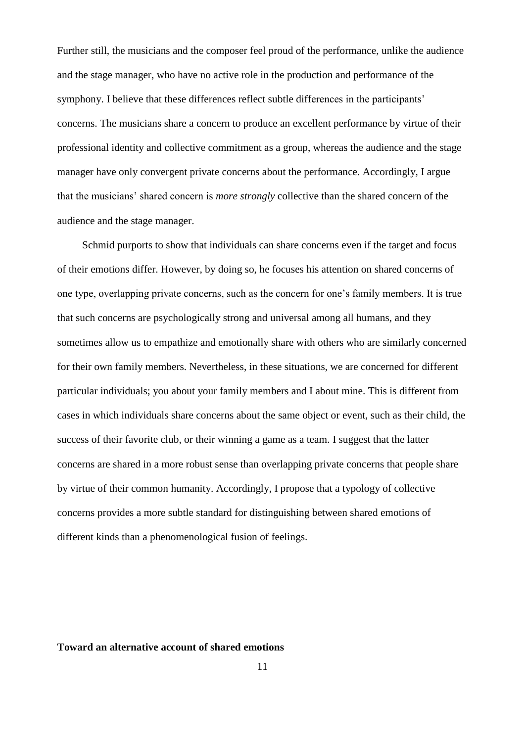Further still, the musicians and the composer feel proud of the performance, unlike the audience and the stage manager, who have no active role in the production and performance of the symphony. I believe that these differences reflect subtle differences in the participants' concerns. The musicians share a concern to produce an excellent performance by virtue of their professional identity and collective commitment as a group, whereas the audience and the stage manager have only convergent private concerns about the performance. Accordingly, I argue that the musicians' shared concern is *more strongly* collective than the shared concern of the audience and the stage manager.

Schmid purports to show that individuals can share concerns even if the target and focus of their emotions differ. However, by doing so, he focuses his attention on shared concerns of one type, overlapping private concerns, such as the concern for one's family members. It is true that such concerns are psychologically strong and universal among all humans, and they sometimes allow us to empathize and emotionally share with others who are similarly concerned for their own family members. Nevertheless, in these situations, we are concerned for different particular individuals; you about your family members and I about mine. This is different from cases in which individuals share concerns about the same object or event, such as their child, the success of their favorite club, or their winning a game as a team. I suggest that the latter concerns are shared in a more robust sense than overlapping private concerns that people share by virtue of their common humanity. Accordingly, I propose that a typology of collective concerns provides a more subtle standard for distinguishing between shared emotions of different kinds than a phenomenological fusion of feelings.

**Toward an alternative account of shared emotions**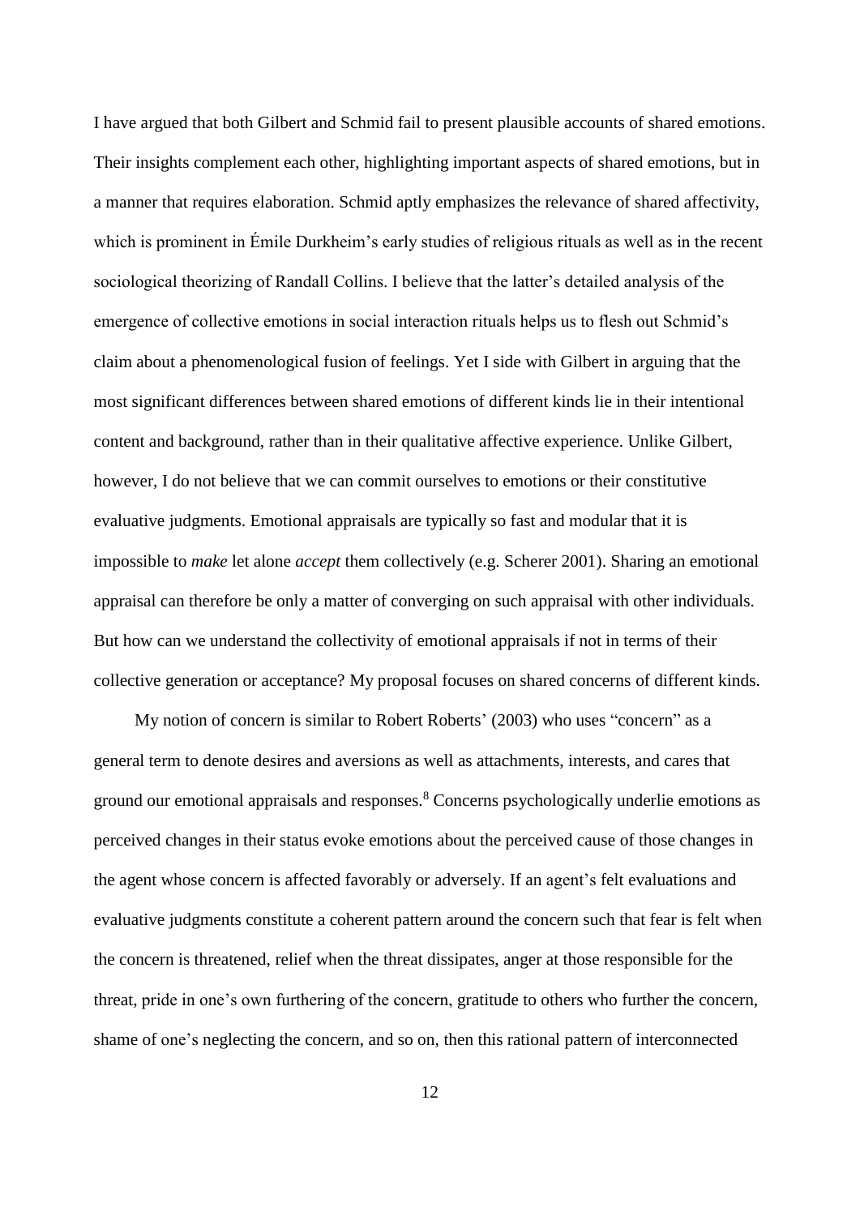I have argued that both Gilbert and Schmid fail to present plausible accounts of shared emotions. Their insights complement each other, highlighting important aspects of shared emotions, but in a manner that requires elaboration. Schmid aptly emphasizes the relevance of shared affectivity, which is prominent in Émile Durkheim's early studies of religious rituals as well as in the recent sociological theorizing of Randall Collins. I believe that the latter's detailed analysis of the emergence of collective emotions in social interaction rituals helps us to flesh out Schmid's claim about a phenomenological fusion of feelings. Yet I side with Gilbert in arguing that the most significant differences between shared emotions of different kinds lie in their intentional content and background, rather than in their qualitative affective experience. Unlike Gilbert, however, I do not believe that we can commit ourselves to emotions or their constitutive evaluative judgments. Emotional appraisals are typically so fast and modular that it is impossible to *make* let alone *accept* them collectively (e.g. Scherer 2001). Sharing an emotional appraisal can therefore be only a matter of converging on such appraisal with other individuals. But how can we understand the collectivity of emotional appraisals if not in terms of their collective generation or acceptance? My proposal focuses on shared concerns of different kinds.

My notion of concern is similar to Robert Roberts' (2003) who uses "concern" as a general term to denote desires and aversions as well as attachments, interests, and cares that ground our emotional appraisals and responses.[8] Concerns psychologically underlie emotions as perceived changes in their status evoke emotions about the perceived cause of those changes in the agent whose concern is affected favorably or adversely. If an agent's felt evaluations and evaluative judgments constitute a coherent pattern around the concern such that fear is felt when the concern is threatened, relief when the threat dissipates, anger at those responsible for the threat, pride in one's own furthering of the concern, gratitude to others who further the concern, shame of one's neglecting the concern, and so on, then this rational pattern of interconnected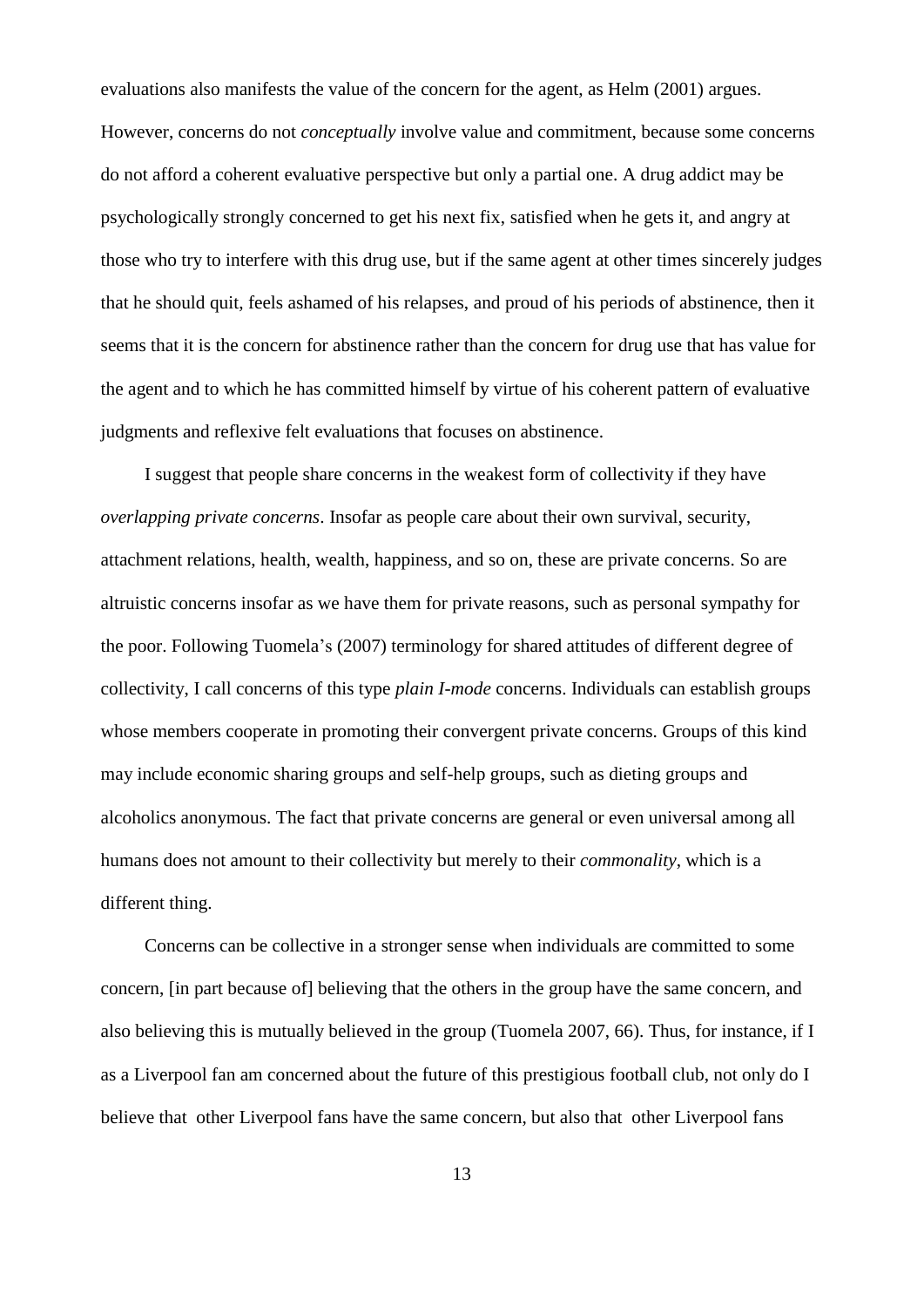evaluations also manifests the value of the concern for the agent, as Helm (2001) argues. However, concerns do not *conceptually* involve value and commitment, because some concerns do not afford a coherent evaluative perspective but only a partial one. A drug addict may be psychologically strongly concerned to get his next fix, satisfied when he gets it, and angry at those who try to interfere with this drug use, but if the same agent at other times sincerely judges that he should quit, feels ashamed of his relapses, and proud of his periods of abstinence, then it seems that it is the concern for abstinence rather than the concern for drug use that has value for the agent and to which he has committed himself by virtue of his coherent pattern of evaluative judgments and reflexive felt evaluations that focuses on abstinence.

I suggest that people share concerns in the weakest form of collectivity if they have *overlapping private concerns*. Insofar as people care about their own survival, security, attachment relations, health, wealth, happiness, and so on, these are private concerns. So are altruistic concerns insofar as we have them for private reasons, such as personal sympathy for the poor. Following Tuomela's (2007) terminology for shared attitudes of different degree of collectivity, I call concerns of this type *plain I-mode* concerns. Individuals can establish groups whose members cooperate in promoting their convergent private concerns. Groups of this kind may include economic sharing groups and self-help groups, such as dieting groups and alcoholics anonymous. The fact that private concerns are general or even universal among all humans does not amount to their collectivity but merely to their *commonality*, which is a different thing.

Concerns can be collective in a stronger sense when individuals are committed to some concern, [in part because of] believing that the others in the group have the same concern, and also believing this is mutually believed in the group (Tuomela 2007, 66). Thus, for instance, if I as a Liverpool fan am concerned about the future of this prestigious football club, not only do I believe that other Liverpool fans have the same concern, but also that other Liverpool fans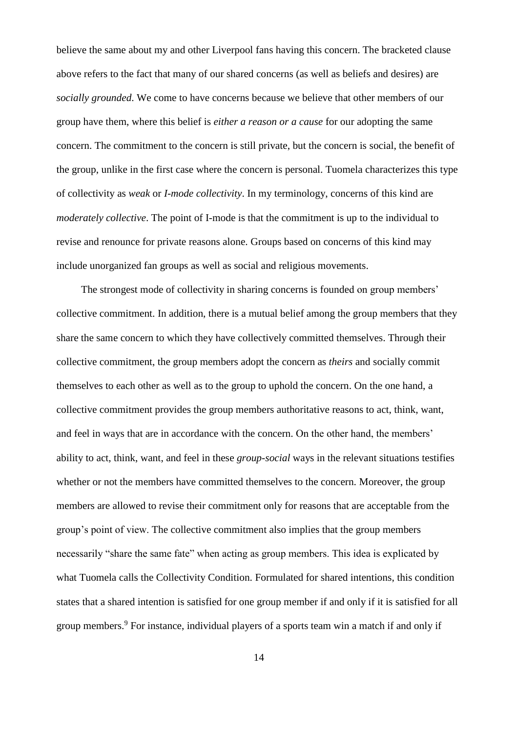believe the same about my and other Liverpool fans having this concern. The bracketed clause above refers to the fact that many of our shared concerns (as well as beliefs and desires) are *socially grounded*. We come to have concerns because we believe that other members of our group have them, where this belief is *either a reason or a cause* for our adopting the same concern. The commitment to the concern is still private, but the concern is social, the benefit of the group, unlike in the first case where the concern is personal. Tuomela characterizes this type of collectivity as *weak* or *I-mode collectivity*. In my terminology, concerns of this kind are *moderately collective*. The point of I-mode is that the commitment is up to the individual to revise and renounce for private reasons alone. Groups based on concerns of this kind may include unorganized fan groups as well as social and religious movements.

The strongest mode of collectivity in sharing concerns is founded on group members' collective commitment. In addition, there is a mutual belief among the group members that they share the same concern to which they have collectively committed themselves. Through their collective commitment, the group members adopt the concern as *theirs* and socially commit themselves to each other as well as to the group to uphold the concern. On the one hand, a collective commitment provides the group members authoritative reasons to act, think, want, and feel in ways that are in accordance with the concern. On the other hand, the members' ability to act, think, want, and feel in these *group-social* ways in the relevant situations testifies whether or not the members have committed themselves to the concern. Moreover, the group members are allowed to revise their commitment only for reasons that are acceptable from the group's point of view. The collective commitment also implies that the group members necessarily "share the same fate" when acting as group members. This idea is explicated by what Tuomela calls the Collectivity Condition. Formulated for shared intentions, this condition states that a shared intention is satisfied for one group member if and only if it is satisfied for all group members.[9] For instance, individual players of a sports team win a match if and only if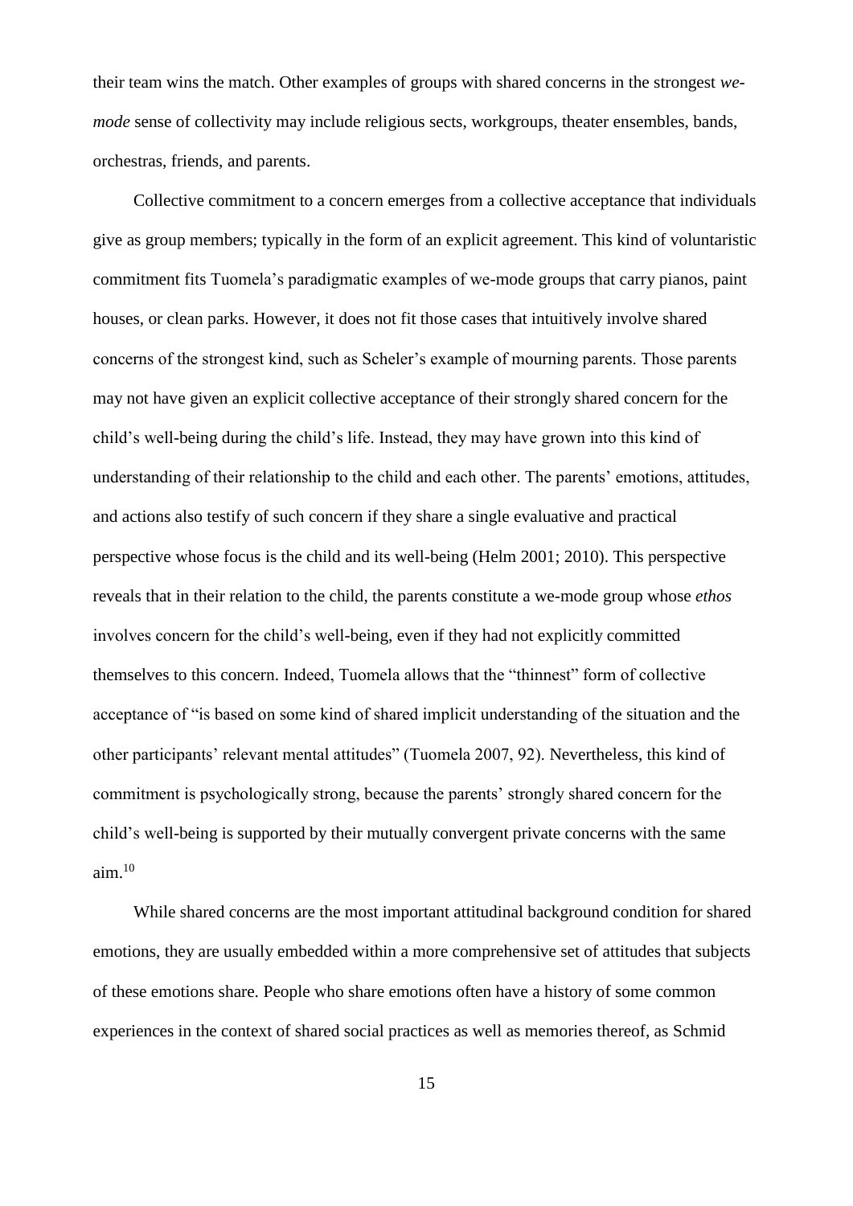their team wins the match. Other examples of groups with shared concerns in the strongest *we-mode* sense of collectivity may include religious sects, workgroups, theater ensembles, bands, orchestras, friends, and parents.

Collective commitment to a concern emerges from a collective acceptance that individuals give as group members; typically in the form of an explicit agreement. This kind of voluntaristic commitment fits Tuomela's paradigmatic examples of we-mode groups that carry pianos, paint houses, or clean parks. However, it does not fit those cases that intuitively involve shared concerns of the strongest kind, such as Scheler's example of mourning parents. Those parents may not have given an explicit collective acceptance of their strongly shared concern for the child's well-being during the child's life. Instead, they may have grown into this kind of understanding of their relationship to the child and each other. The parents' emotions, attitudes, and actions also testify of such concern if they share a single evaluative and practical perspective whose focus is the child and its well-being (Helm 2001; 2010). This perspective reveals that in their relation to the child, the parents constitute a we-mode group whose *ethos* involves concern for the child's well-being, even if they had not explicitly committed themselves to this concern. Indeed, Tuomela allows that the "thinnest" form of collective acceptance of "is based on some kind of shared implicit understanding of the situation and the other participants' relevant mental attitudes" (Tuomela 2007, 92). Nevertheless, this kind of commitment is psychologically strong, because the parents' strongly shared concern for the child's well-being is supported by their mutually convergent private concerns with the same aim.[10]

While shared concerns are the most important attitudinal background condition for shared emotions, they are usually embedded within a more comprehensive set of attitudes that subjects of these emotions share. People who share emotions often have a history of some common experiences in the context of shared social practices as well as memories thereof, as Schmid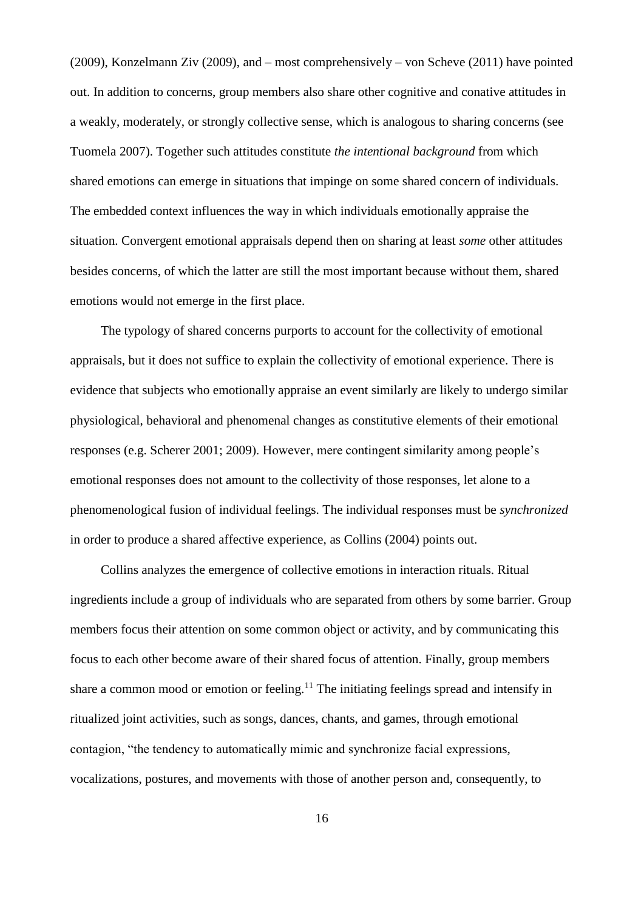(2009), Konzelmann Ziv (2009), and – most comprehensively – von Scheve (2011) have pointed out. In addition to concerns, group members also share other cognitive and conative attitudes in a weakly, moderately, or strongly collective sense, which is analogous to sharing concerns (see Tuomela 2007). Together such attitudes constitute *the intentional background* from which shared emotions can emerge in situations that impinge on some shared concern of individuals. The embedded context influences the way in which individuals emotionally appraise the situation. Convergent emotional appraisals depend then on sharing at least *some* other attitudes besides concerns, of which the latter are still the most important because without them, shared emotions would not emerge in the first place.

The typology of shared concerns purports to account for the collectivity of emotional appraisals, but it does not suffice to explain the collectivity of emotional experience. There is evidence that subjects who emotionally appraise an event similarly are likely to undergo similar physiological, behavioral and phenomenal changes as constitutive elements of their emotional responses (e.g. Scherer 2001; 2009). However, mere contingent similarity among people's emotional responses does not amount to the collectivity of those responses, let alone to a phenomenological fusion of individual feelings. The individual responses must be *synchronized* in order to produce a shared affective experience, as Collins (2004) points out.

Collins analyzes the emergence of collective emotions in interaction rituals. Ritual ingredients include a group of individuals who are separated from others by some barrier. Group members focus their attention on some common object or activity, and by communicating this focus to each other become aware of their shared focus of attention. Finally, group members share a common mood or emotion or feeling.[11] The initiating feelings spread and intensify in ritualized joint activities, such as songs, dances, chants, and games, through emotional contagion, "the tendency to automatically mimic and synchronize facial expressions, vocalizations, postures, and movements with those of another person and, consequently, to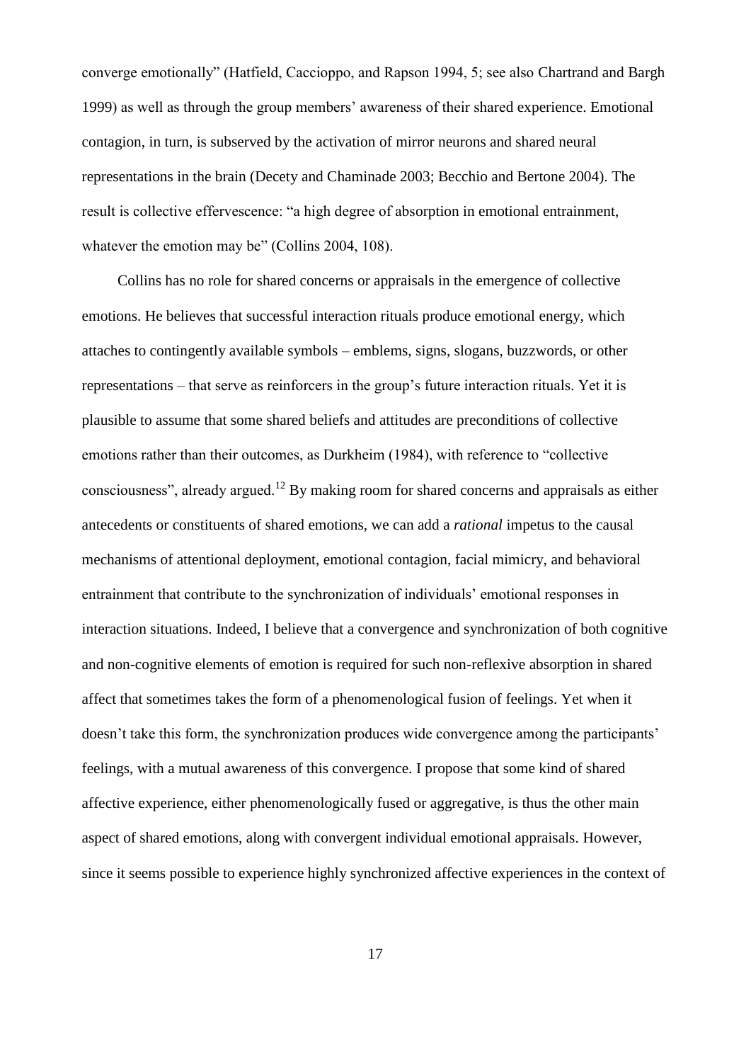converge emotionally" (Hatfield, Caccioppo, and Rapson 1994, 5; see also Chartrand and Bargh 1999) as well as through the group members' awareness of their shared experience. Emotional contagion, in turn, is subserved by the activation of mirror neurons and shared neural representations in the brain (Decety and Chaminade 2003; Becchio and Bertone 2004). The result is collective effervescence: "a high degree of absorption in emotional entrainment, whatever the emotion may be" (Collins 2004, 108).

Collins has no role for shared concerns or appraisals in the emergence of collective emotions. He believes that successful interaction rituals produce emotional energy, which attaches to contingently available symbols – emblems, signs, slogans, buzzwords, or other representations – that serve as reinforcers in the group's future interaction rituals. Yet it is plausible to assume that some shared beliefs and attitudes are preconditions of collective emotions rather than their outcomes, as Durkheim (1984), with reference to "collective consciousness", already argued.[12] By making room for shared concerns and appraisals as either antecedents or constituents of shared emotions, we can add a *rational* impetus to the causal mechanisms of attentional deployment, emotional contagion, facial mimicry, and behavioral entrainment that contribute to the synchronization of individuals' emotional responses in interaction situations. Indeed, I believe that a convergence and synchronization of both cognitive and non-cognitive elements of emotion is required for such non-reflexive absorption in shared affect that sometimes takes the form of a phenomenological fusion of feelings. Yet when it doesn't take this form, the synchronization produces wide convergence among the participants' feelings, with a mutual awareness of this convergence. I propose that some kind of shared affective experience, either phenomenologically fused or aggregative, is thus the other main aspect of shared emotions, along with convergent individual emotional appraisals. However, since it seems possible to experience highly synchronized affective experiences in the context of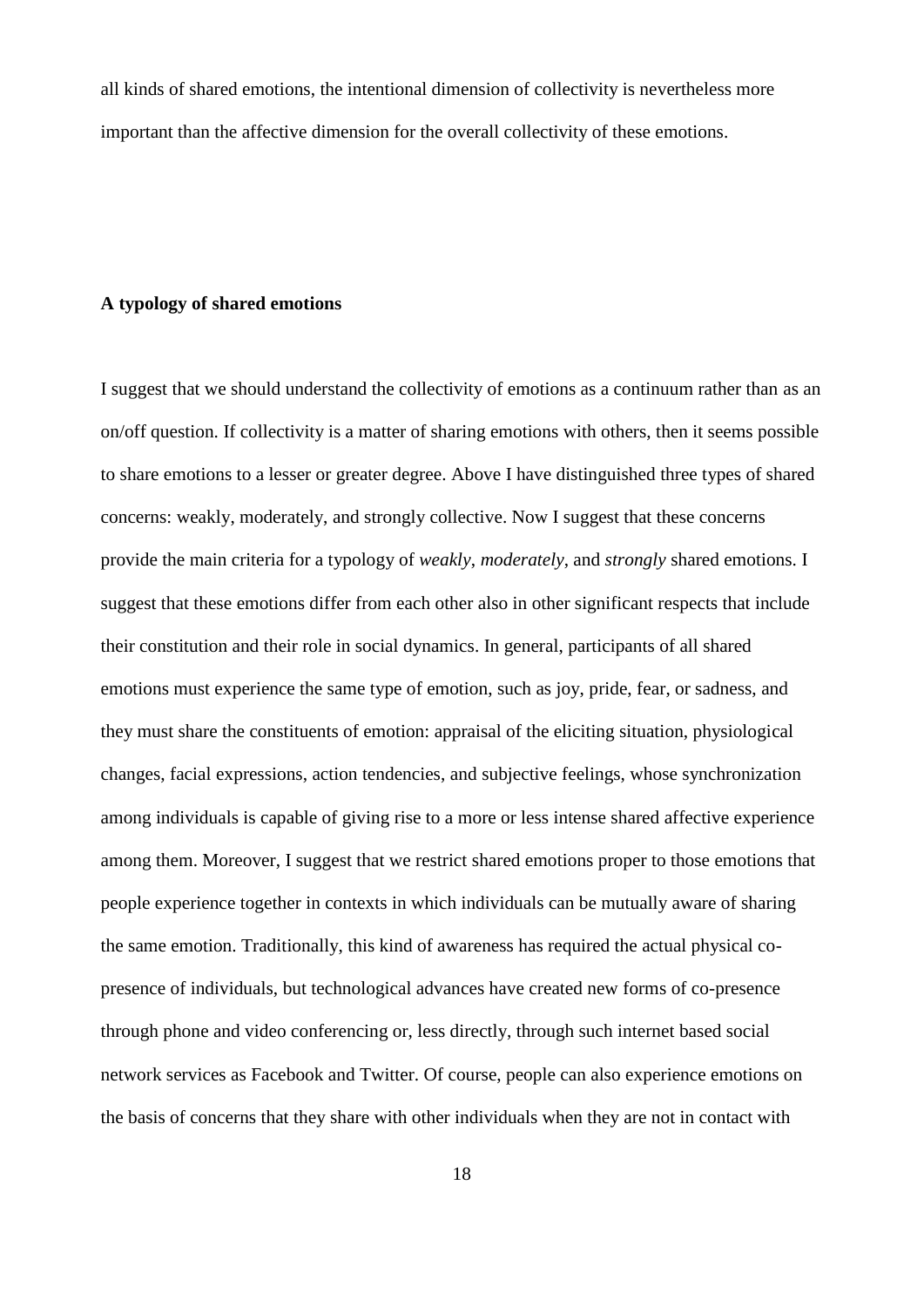all kinds of shared emotions, the intentional dimension of collectivity is nevertheless more important than the affective dimension for the overall collectivity of these emotions.

**A typology of shared emotions**

I suggest that we should understand the collectivity of emotions as a continuum rather than as an on/off question. If collectivity is a matter of sharing emotions with others, then it seems possible to share emotions to a lesser or greater degree. Above I have distinguished three types of shared concerns: weakly, moderately, and strongly collective. Now I suggest that these concerns provide the main criteria for a typology of *weakly*, *moderately*, and *strongly* shared emotions. I suggest that these emotions differ from each other also in other significant respects that include their constitution and their role in social dynamics. In general, participants of all shared emotions must experience the same type of emotion, such as joy, pride, fear, or sadness, and they must share the constituents of emotion: appraisal of the eliciting situation, physiological changes, facial expressions, action tendencies, and subjective feelings, whose synchronization among individuals is capable of giving rise to a more or less intense shared affective experience among them. Moreover, I suggest that we restrict shared emotions proper to those emotions that people experience together in contexts in which individuals can be mutually aware of sharing the same emotion. Traditionally, this kind of awareness has required the actual physical co-presence of individuals, but technological advances have created new forms of co-presence through phone and video conferencing or, less directly, through such internet based social network services as Facebook and Twitter. Of course, people can also experience emotions on the basis of concerns that they share with other individuals when they are not in contact with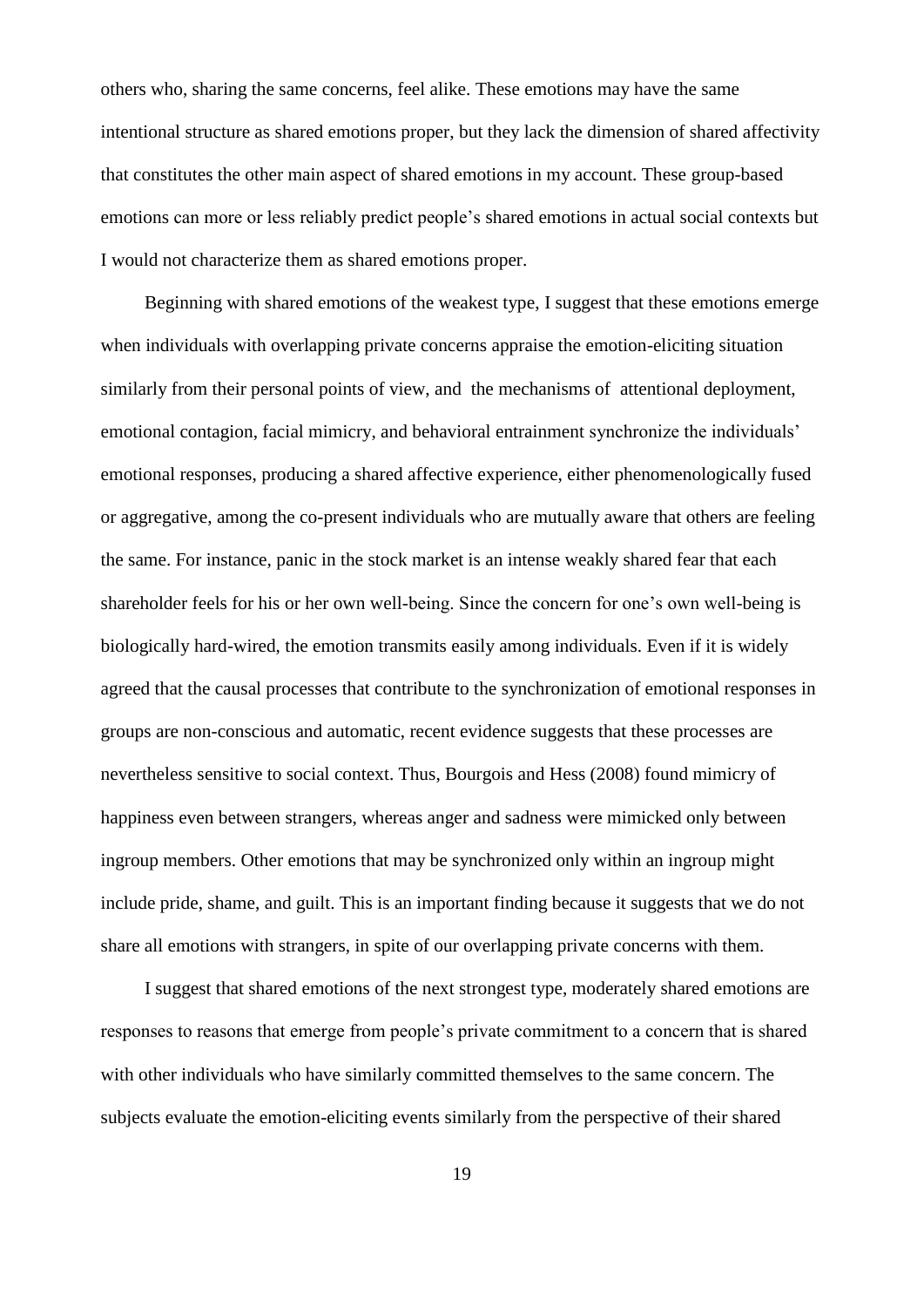others who, sharing the same concerns, feel alike. These emotions may have the same intentional structure as shared emotions proper, but they lack the dimension of shared affectivity that constitutes the other main aspect of shared emotions in my account. These group-based emotions can more or less reliably predict people's shared emotions in actual social contexts but I would not characterize them as shared emotions proper.

Beginning with shared emotions of the weakest type, I suggest that these emotions emerge when individuals with overlapping private concerns appraise the emotion-eliciting situation similarly from their personal points of view, and the mechanisms of attentional deployment, emotional contagion, facial mimicry, and behavioral entrainment synchronize the individuals' emotional responses, producing a shared affective experience, either phenomenologically fused or aggregative, among the co-present individuals who are mutually aware that others are feeling the same. For instance, panic in the stock market is an intense weakly shared fear that each shareholder feels for his or her own well-being. Since the concern for one's own well-being is biologically hard-wired, the emotion transmits easily among individuals. Even if it is widely agreed that the causal processes that contribute to the synchronization of emotional responses in groups are non-conscious and automatic, recent evidence suggests that these processes are nevertheless sensitive to social context. Thus, Bourgois and Hess (2008) found mimicry of happiness even between strangers, whereas anger and sadness were mimicked only between ingroup members. Other emotions that may be synchronized only within an ingroup might include pride, shame, and guilt. This is an important finding because it suggests that we do not share all emotions with strangers, in spite of our overlapping private concerns with them.

I suggest that shared emotions of the next strongest type, moderately shared emotions are responses to reasons that emerge from people's private commitment to a concern that is shared with other individuals who have similarly committed themselves to the same concern. The subjects evaluate the emotion-eliciting events similarly from the perspective of their shared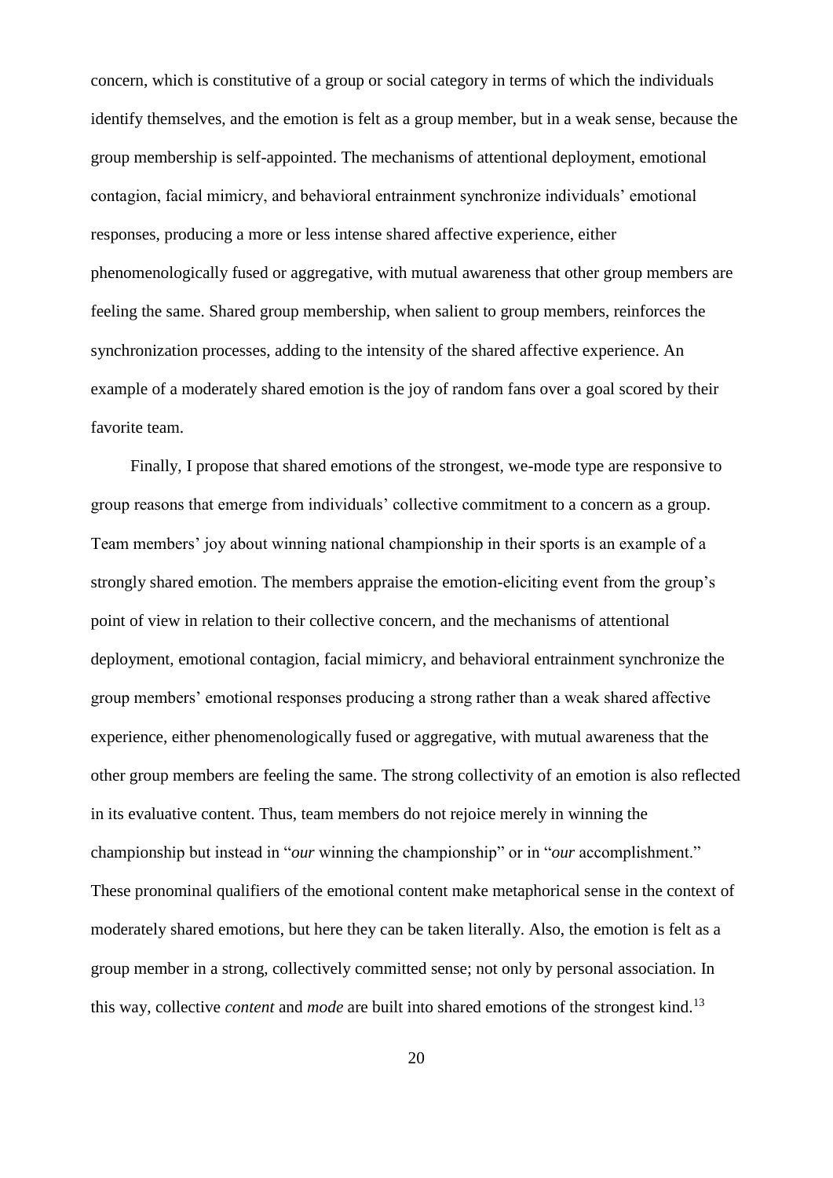concern, which is constitutive of a group or social category in terms of which the individuals identify themselves, and the emotion is felt as a group member, but in a weak sense, because the group membership is self-appointed. The mechanisms of attentional deployment, emotional contagion, facial mimicry, and behavioral entrainment synchronize individuals' emotional responses, producing a more or less intense shared affective experience, either phenomenologically fused or aggregative, with mutual awareness that other group members are feeling the same. Shared group membership, when salient to group members, reinforces the synchronization processes, adding to the intensity of the shared affective experience. An example of a moderately shared emotion is the joy of random fans over a goal scored by their favorite team.

Finally, I propose that shared emotions of the strongest, we-mode type are responsive to group reasons that emerge from individuals' collective commitment to a concern as a group. Team members' joy about winning national championship in their sports is an example of a strongly shared emotion. The members appraise the emotion-eliciting event from the group's point of view in relation to their collective concern, and the mechanisms of attentional deployment, emotional contagion, facial mimicry, and behavioral entrainment synchronize the group members' emotional responses producing a strong rather than a weak shared affective experience, either phenomenologically fused or aggregative, with mutual awareness that the other group members are feeling the same. The strong collectivity of an emotion is also reflected in its evaluative content. Thus, team members do not rejoice merely in winning the championship but instead in "*our* winning the championship" or in "*our* accomplishment." These pronominal qualifiers of the emotional content make metaphorical sense in the context of moderately shared emotions, but here they can be taken literally. Also, the emotion is felt as a group member in a strong, collectively committed sense; not only by personal association. In this way, collective *content* and *mode* are built into shared emotions of the strongest kind.[13]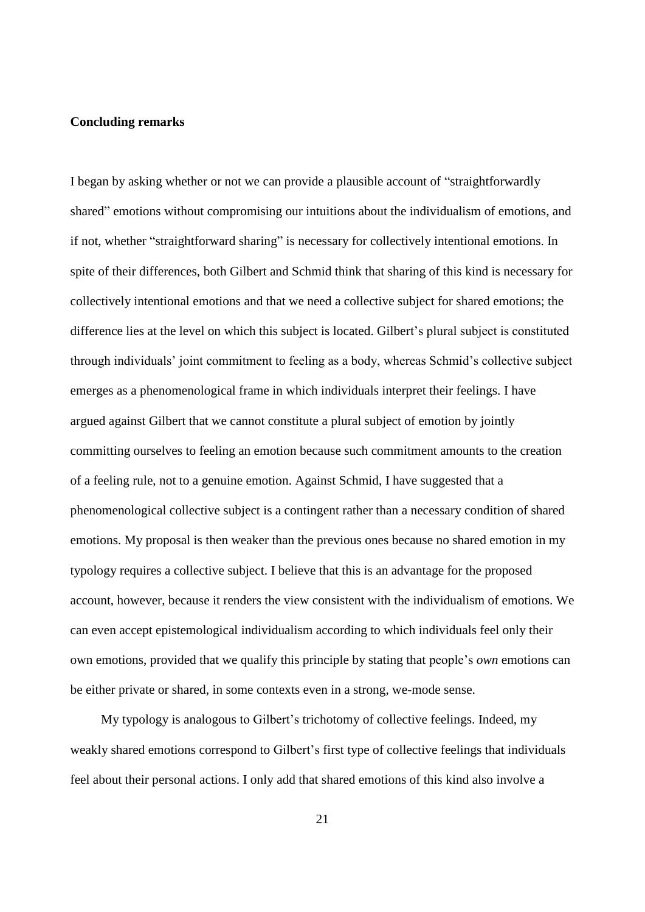**Concluding remarks**

I began by asking whether or not we can provide a plausible account of "straightforwardly shared" emotions without compromising our intuitions about the individualism of emotions, and if not, whether "straightforward sharing" is necessary for collectively intentional emotions. In spite of their differences, both Gilbert and Schmid think that sharing of this kind is necessary for collectively intentional emotions and that we need a collective subject for shared emotions; the difference lies at the level on which this subject is located. Gilbert's plural subject is constituted through individuals' joint commitment to feeling as a body, whereas Schmid's collective subject emerges as a phenomenological frame in which individuals interpret their feelings. I have argued against Gilbert that we cannot constitute a plural subject of emotion by jointly committing ourselves to feeling an emotion because such commitment amounts to the creation of a feeling rule, not to a genuine emotion. Against Schmid, I have suggested that a phenomenological collective subject is a contingent rather than a necessary condition of shared emotions. My proposal is then weaker than the previous ones because no shared emotion in my typology requires a collective subject. I believe that this is an advantage for the proposed account, however, because it renders the view consistent with the individualism of emotions. We can even accept epistemological individualism according to which individuals feel only their own emotions, provided that we qualify this principle by stating that people's *own* emotions can be either private or shared, in some contexts even in a strong, we-mode sense.

My typology is analogous to Gilbert's trichotomy of collective feelings. Indeed, my weakly shared emotions correspond to Gilbert's first type of collective feelings that individuals feel about their personal actions. I only add that shared emotions of this kind also involve a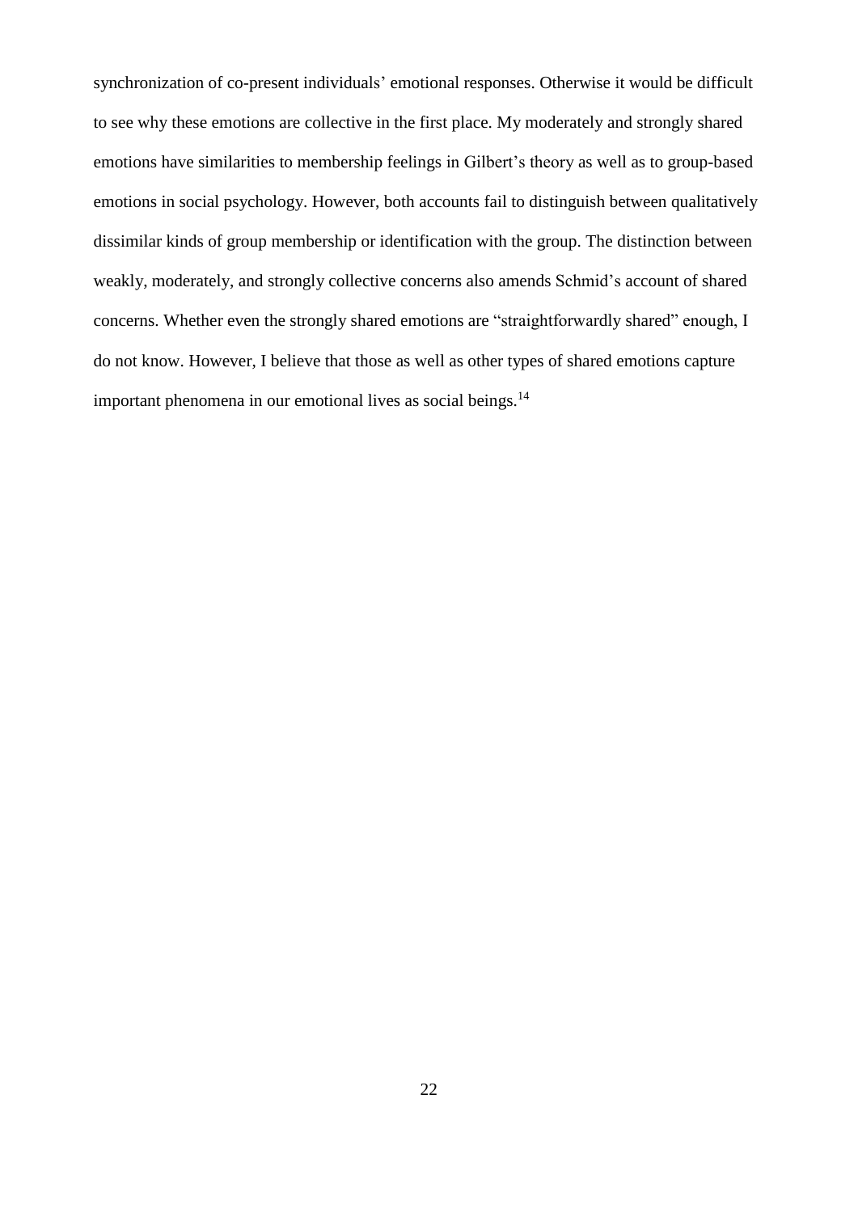synchronization of co-present individuals' emotional responses. Otherwise it would be difficult to see why these emotions are collective in the first place. My moderately and strongly shared emotions have similarities to membership feelings in Gilbert's theory as well as to group-based emotions in social psychology. However, both accounts fail to distinguish between qualitatively dissimilar kinds of group membership or identification with the group. The distinction between weakly, moderately, and strongly collective concerns also amends Schmid's account of shared concerns. Whether even the strongly shared emotions are "straightforwardly shared" enough, I do not know. However, I believe that those as well as other types of shared emotions capture important phenomena in our emotional lives as social beings.[14]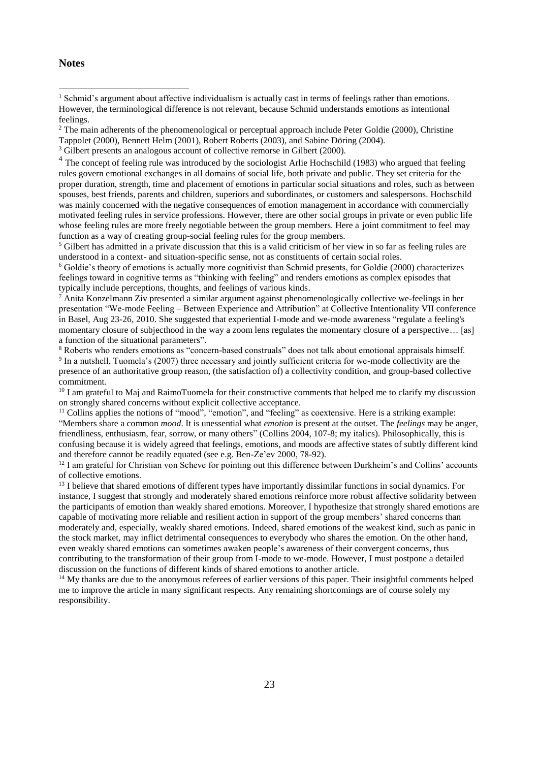**Notes**

[1] Schmid's argument about affective individualism is actually cast in terms of feelings rather than emotions. However, the terminological difference is not relevant, because Schmid understands emotions as intentional feelings.

[2] The main adherents of the phenomenological or perceptual approach include Peter Goldie (2000), Christine Tappolet (2000), Bennett Helm (2001), Robert Roberts (2003), and Sabine Döring (2004).

[3] Gilbert presents an analogous account of collective remorse in Gilbert (2000).

[4] The concept of feeling rule was introduced by the sociologist Arlie Hochschild (1983) who argued that feeling rules govern emotional exchanges in all domains of social life, both private and public. They set criteria for the proper duration, strength, time and placement of emotions in particular social situations and roles, such as between spouses, best friends, parents and children, superiors and subordinates, or customers and salespersons. Hochschild was mainly concerned with the negative consequences of emotion management in accordance with commercially motivated feeling rules in service professions. However, there are other social groups in private or even public life whose feeling rules are more freely negotiable between the group members. Here a joint commitment to feel may function as a way of creating group-social feeling rules for the group members.

[5] Gilbert has admitted in a private discussion that this is a valid criticism of her view in so far as feeling rules are understood in a context- and situation-specific sense, not as constituents of certain social roles.

[6] Goldie's theory of emotions is actually more cognitivist than Schmid presents, for Goldie (2000) characterizes feelings toward in cognitive terms as "thinking with feeling" and renders emotions as complex episodes that typically include perceptions, thoughts, and feelings of various kinds.

[7] Anita Konzelmann Ziv presented a similar argument against phenomenologically collective we-feelings in her presentation "We-mode Feeling – Between Experience and Attribution" at Collective Intentionality VII conference in Basel, Aug 23-26, 2010. She suggested that experiential I-mode and we-mode awareness "regulate a feeling's momentary closure of subjecthood in the way a zoom lens regulates the momentary closure of a perspective… [as] a function of the situational parameters".

[8] Roberts who renders emotions as "concern-based construals" does not talk about emotional appraisals himself.

[9] In a nutshell, Tuomela's (2007) three necessary and jointly sufficient criteria for we-mode collectivity are the presence of an authoritative group reason, (the satisfaction of) a collectivity condition, and group-based collective commitment.

[10] I am grateful to Maj and RaimoTuomela for their constructive comments that helped me to clarify my discussion on strongly shared concerns without explicit collective acceptance.

[11] Collins applies the notions of "mood", "emotion", and "feeling" as coextensive. Here is a striking example: "Members share a common *mood*. It is unessential what *emotion* is present at the outset. The *feelings* may be anger, friendliness, enthusiasm, fear, sorrow, or many others" (Collins 2004, 107-8; my italics). Philosophically, this is confusing because it is widely agreed that feelings, emotions, and moods are affective states of subtly different kind and therefore cannot be readily equated (see e.g. Ben-Ze'ev 2000, 78-92).

[12] I am grateful for Christian von Scheve for pointing out this difference between Durkheim's and Collins' accounts of collective emotions.

[13] I believe that shared emotions of different types have importantly dissimilar functions in social dynamics. For instance, I suggest that strongly and moderately shared emotions reinforce more robust affective solidarity between the participants of emotion than weakly shared emotions. Moreover, I hypothesize that strongly shared emotions are capable of motivating more reliable and resilient action in support of the group members' shared concerns than moderately and, especially, weakly shared emotions. Indeed, shared emotions of the weakest kind, such as panic in the stock market, may inflict detrimental consequences to everybody who shares the emotion. On the other hand, even weakly shared emotions can sometimes awaken people's awareness of their convergent concerns, thus contributing to the transformation of their group from I-mode to we-mode. However, I must postpone a detailed discussion on the functions of different kinds of shared emotions to another article.

[14] My thanks are due to the anonymous referees of earlier versions of this paper. Their insightful comments helped me to improve the article in many significant respects. Any remaining shortcomings are of course solely my responsibility.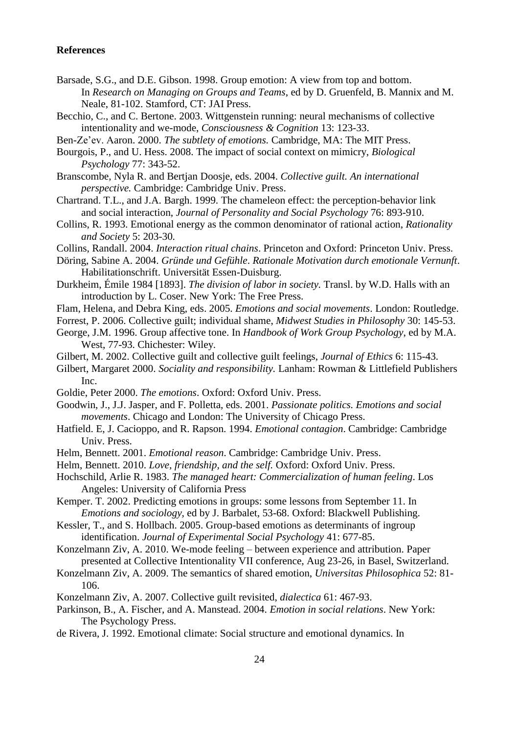**References**

Barsade, S.G., and D.E. Gibson. 1998. Group emotion: A view from top and bottom. In *Research on Managing on Groups and Teams*, ed by D. Gruenfeld, B. Mannix and M. Neale, 81-102. Stamford, CT: JAI Press.

Becchio, C., and C. Bertone. 2003. Wittgenstein running: neural mechanisms of collective intentionality and we-mode, *Consciousness & Cognition* 13: 123-33.

Ben-Ze'ev. Aaron. 2000. *The subtlety of emotions.* Cambridge, MA: The MIT Press.

Bourgois, P., and U. Hess. 2008. The impact of social context on mimicry, *Biological Psychology* 77: 343-52.

Branscombe, Nyla R. and Bertjan Doosje, eds. 2004. *Collective guilt. An international perspective.* Cambridge: Cambridge Univ. Press.

Chartrand. T.L., and J.A. Bargh. 1999. The chameleon effect: the perception-behavior link and social interaction, *Journal of Personality and Social Psychology* 76: 893-910.

Collins, R. 1993. Emotional energy as the common denominator of rational action, *Rationality and Society* 5: 203-30.

Collins, Randall. 2004. *Interaction ritual chains*. Princeton and Oxford: Princeton Univ. Press.

Döring, Sabine A. 2004. *Gründe und Gefühle*. *Rationale Motivation durch emotionale Vernunft*. Habilitationschrift. Universität Essen-Duisburg.

Durkheim, Émile 1984 [1893]. *The division of labor in society.* Transl. by W.D. Halls with an introduction by L. Coser. New York: The Free Press.

Flam, Helena, and Debra King, eds. 2005. *Emotions and social movements*. London: Routledge.

Forrest, P. 2006. Collective guilt; individual shame, *Midwest Studies in Philosophy* 30: 145-53.

George, J.M. 1996. Group affective tone. In *Handbook of Work Group Psychology*, ed by M.A. West, 77-93. Chichester: Wiley.

Gilbert, M. 2002. Collective guilt and collective guilt feelings, *Journal of Ethics* 6: 115-43.

Gilbert, Margaret 2000. *Sociality and responsibility.* Lanham: Rowman & Littlefield Publishers Inc.

Goldie, Peter 2000. *The emotions*. Oxford: Oxford Univ. Press.

Goodwin, J., J.J. Jasper, and F. Polletta, eds. 2001. *Passionate politics. Emotions and social movements*. Chicago and London: The University of Chicago Press.

Hatfield. E, J. Cacioppo, and R. Rapson. 1994. *Emotional contagion*. Cambridge: Cambridge Univ. Press.

Helm, Bennett. 2001. *Emotional reason*. Cambridge: Cambridge Univ. Press.

Helm, Bennett. 2010. *Love, friendship, and the self.* Oxford: Oxford Univ. Press.

Hochschild, Arlie R. 1983. *The managed heart: Commercialization of human feeling*. Los Angeles: University of California Press

Kemper. T. 2002. Predicting emotions in groups: some lessons from September 11. In *Emotions and sociology*, ed by J. Barbalet, 53-68. Oxford: Blackwell Publishing.

Kessler, T., and S. Hollbach. 2005. Group-based emotions as determinants of ingroup identification. *Journal of Experimental Social Psychology* 41: 677-85.

Konzelmann Ziv, A. 2010. We-mode feeling – between experience and attribution. Paper presented at Collective Intentionality VII conference, Aug 23-26, in Basel, Switzerland.

Konzelmann Ziv, A. 2009. The semantics of shared emotion, *Universitas Philosophica* 52: 81-106.

Konzelmann Ziv, A. 2007. Collective guilt revisited, *dialectica* 61: 467-93.

Parkinson, B., A. Fischer, and A. Manstead. 2004. *Emotion in social relations*. New York: The Psychology Press.

de Rivera, J. 1992. Emotional climate: Social structure and emotional dynamics. In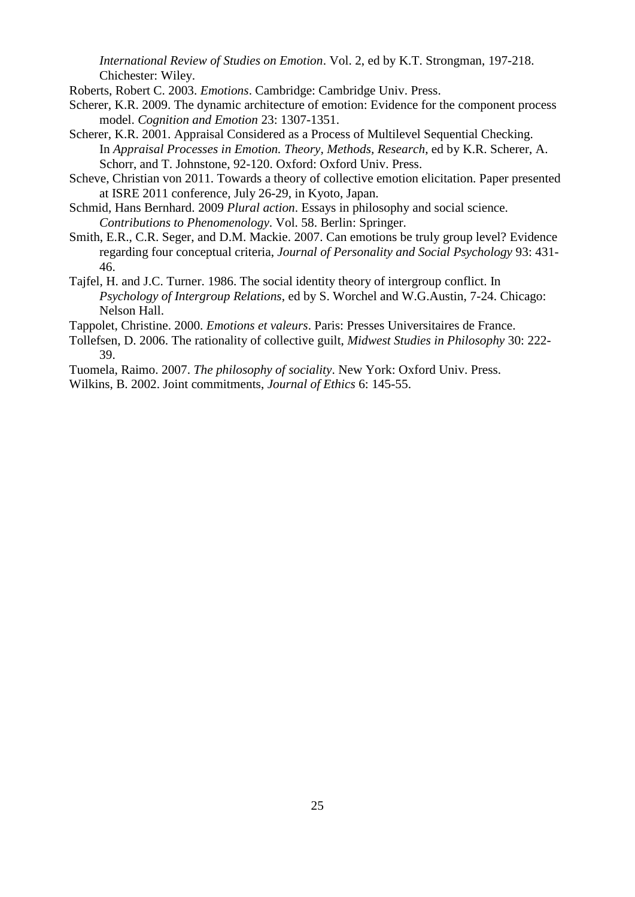*International Review of Studies on Emotion*. Vol. 2, ed by K.T. Strongman, 197-218. Chichester: Wiley.

Roberts, Robert C. 2003. *Emotions*. Cambridge: Cambridge Univ. Press.

Scherer, K.R. 2009. The dynamic architecture of emotion: Evidence for the component process model. *Cognition and Emotion* 23: 1307-1351.

Scherer, K.R. 2001. Appraisal Considered as a Process of Multilevel Sequential Checking. In *Appraisal Processes in Emotion. Theory, Methods, Research,* ed by K.R. Scherer, A. Schorr, and T. Johnstone, 92-120. Oxford: Oxford Univ. Press.

Scheve, Christian von 2011. Towards a theory of collective emotion elicitation. Paper presented at ISRE 2011 conference, July 26-29, in Kyoto, Japan.

Schmid, Hans Bernhard. 2009 *Plural action*. Essays in philosophy and social science. *Contributions to Phenomenology*. Vol. 58. Berlin: Springer.

Smith, E.R., C.R. Seger, and D.M. Mackie. 2007. Can emotions be truly group level? Evidence regarding four conceptual criteria, *Journal of Personality and Social Psychology* 93: 431-46.

Tajfel, H. and J.C. Turner. 1986. The social identity theory of intergroup conflict. In *Psychology of Intergroup Relations*, ed by S. Worchel and W.G.Austin, 7-24. Chicago: Nelson Hall.

Tappolet, Christine. 2000. *Emotions et valeurs*. Paris: Presses Universitaires de France.

Tollefsen, D. 2006. The rationality of collective guilt, *Midwest Studies in Philosophy* 30: 222-39.

Tuomela, Raimo. 2007. *The philosophy of sociality*. New York: Oxford Univ. Press.

Wilkins, B. 2002. Joint commitments, *Journal of Ethics* 6: 145-55.